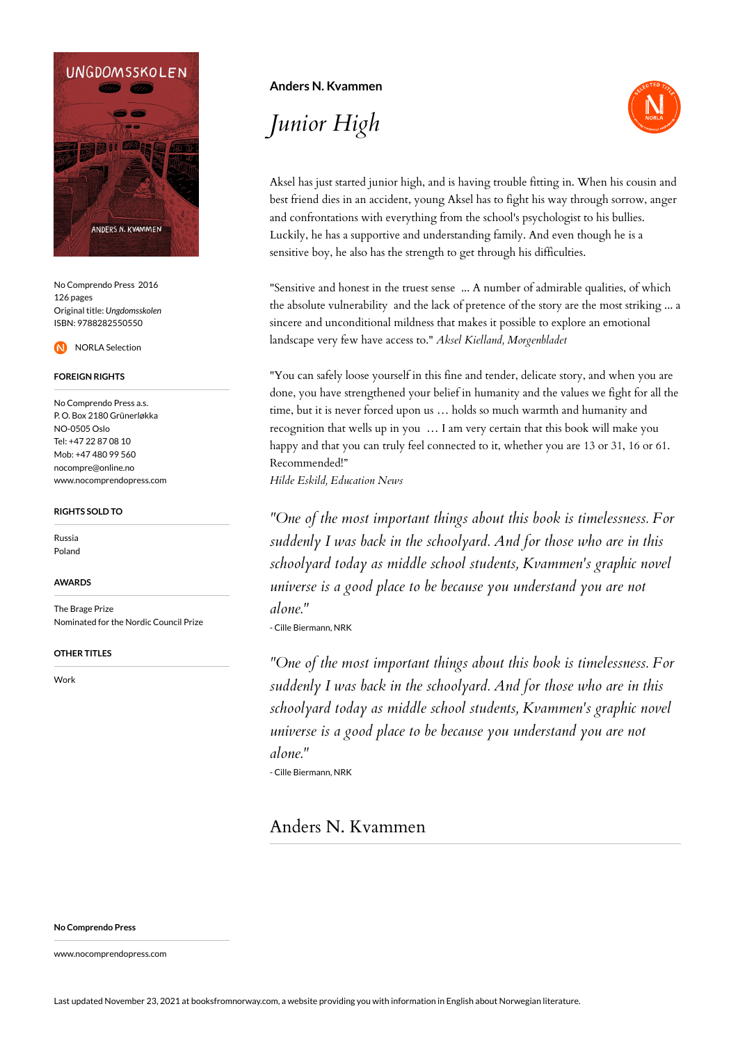**Anders N. Kvammen**

# *Junior High*

Aksel has just started junior high, and is having trouble fitting in. When his cousin and best friend dies in an accident, young Aksel has to fight his way through sorrow, anger and confrontations with everything from the school's psychologist to his bullies. Luckily, he has a supportive and understanding family. And even though he is a sensitive boy, he also has the strength to get through his difficulties.

"Sensitive and honest in the truest sense ... A number of admirable qualities, of which the absolute vulnerability and the lack of pretence of the story are the most striking ... a sincere and unconditional mildness that makes it possible to explore an emotional landscape very few have access to." *Aksel Kielland, Morgenbladet*

"You can safely loose yourself in this fine and tender, delicate story, and when you are done, you have strengthened your belief in humanity and the values we fight for all the time, but it is never forced upon us … holds so much warmth and humanity and recognition that wells up in you … I am very certain that this book will make you happy and that you can truly feel connected to it, whether you are 13 or 31, 16 or 61. Recommended!"
*Hilde Eskild, Education News*

*"One of the most important things about this book is timelessness. For suddenly I was back in the schoolyard. And for those who are in this schoolyard today as middle school students, Kvammen's graphic novel universe is a good place to be because you understand you are not alone."*
- Cille Biermann, NRK

*"One of the most important things about this book is timelessness. For suddenly I was back in the schoolyard. And for those who are in this schoolyard today as middle school students, Kvammen's graphic novel universe is a good place to be because you understand you are not alone."*
- Cille Biermann, NRK

## Anders N. Kvammen

No Comprendo Press 2016
126 pages
Original title: *Ungdomsskolen*
ISBN: 9788282550550

NORLA Selection

**FOREIGN RIGHTS**

No Comprendo Press a.s.
P. O. Box 2180 Grünerløkka
NO-0505 Oslo
Tel: +47 22 87 08 10
Mob: +47 480 99 560
nocompre@online.no
www.nocomprendopress.com

**RIGHTS SOLD TO**

Russia
Poland

**AWARDS**

The Brage Prize
Nominated for the Nordic Council Prize

**OTHER TITLES**

Work

**No Comprendo Press**

www.nocomprendopress.com

Last updated November 23, 2021 at booksfromnorway.com, a website providing you with information in English about Norwegian literature.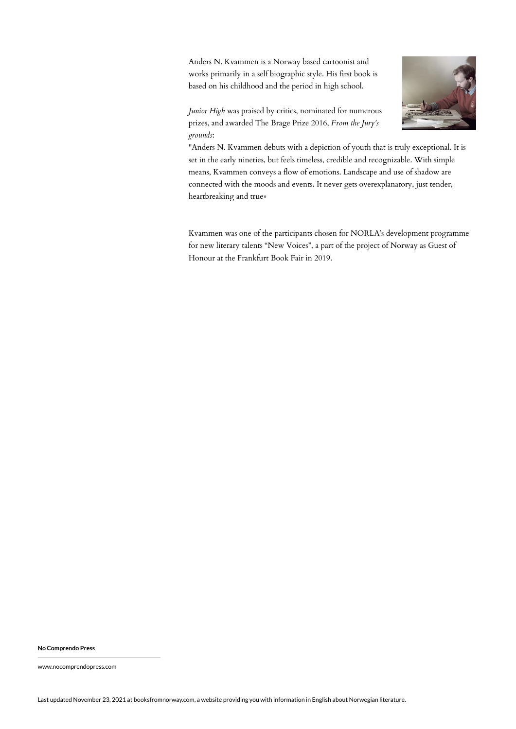Anders N. Kvammen is a Norway based cartoonist and works primarily in a self biographic style. His first book is based on his childhood and the period in high school.

*Junior High* was praised by critics, nominated for numerous prizes, and awarded The Brage Prize 2016, *From the Jury's grounds*:

"Anders N. Kvammen debuts with a depiction of youth that is truly exceptional. It is set in the early nineties, but feels timeless, credible and recognizable. With simple means, Kvammen conveys a flow of emotions. Landscape and use of shadow are connected with the moods and events. It never gets overexplanatory, just tender, heartbreaking and true»

Kvammen was one of the participants chosen for NORLA's development programme for new literary talents "New Voices", a part of the project of Norway as Guest of Honour at the Frankfurt Book Fair in 2019.

**No Comprendo Press**

www.nocomprendopress.com

Last updated November 23, 2021 at booksfromnorway.com, a website providing you with information in English about Norwegian literature.